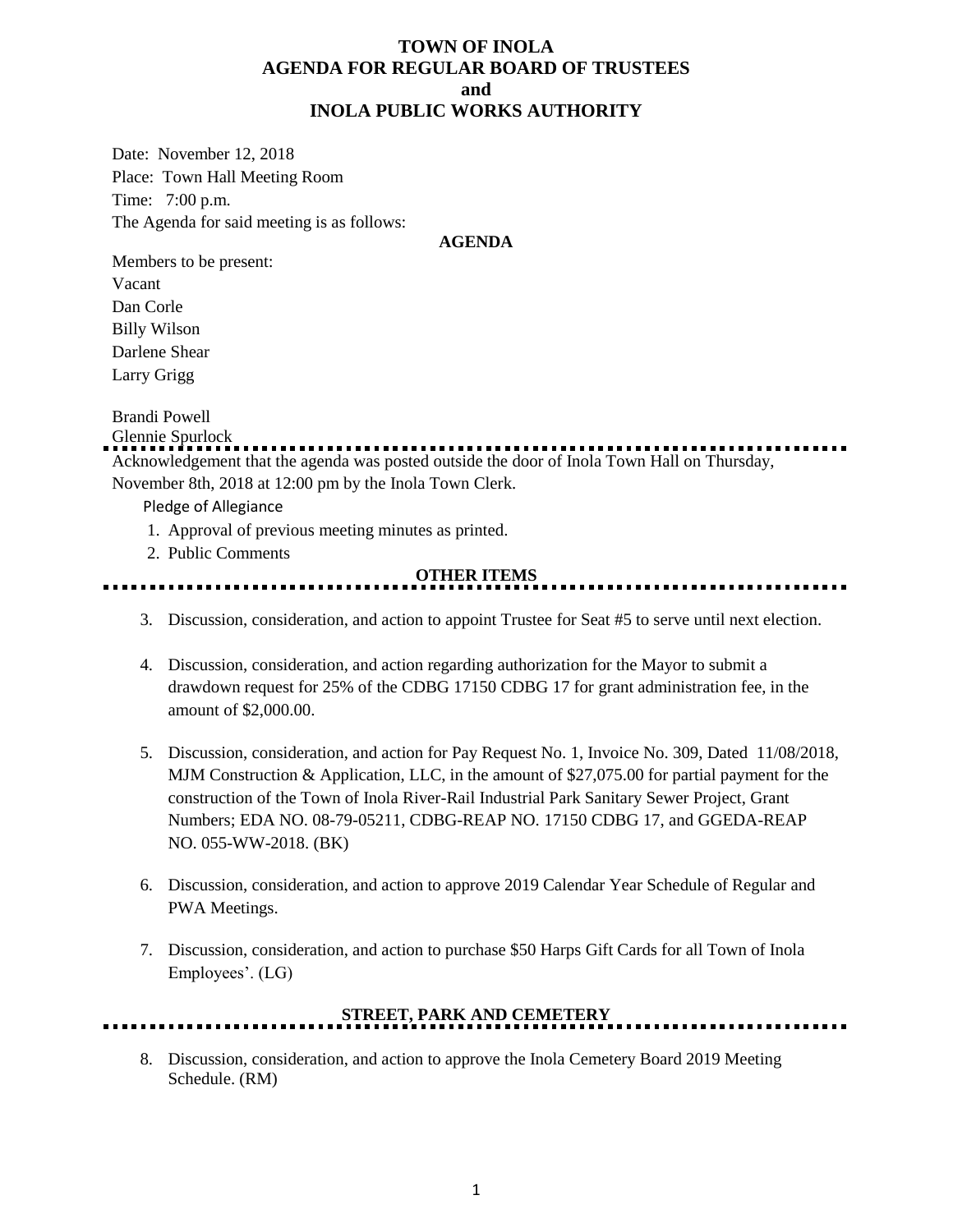# TOWN OF INOLA
## AGENDA FOR REGULAR BOARD OF TRUSTEES
## and
## INOLA PUBLIC WORKS AUTHORITY

Date: November 12, 2018
Place: Town Hall Meeting Room
Time: 7:00 p.m.
The Agenda for said meeting is as follows:

**AGENDA**

Members to be present:
Vacant
Dan Corle
Billy Wilson
Darlene Shear
Larry Grigg

Brandi Powell
Glennie Spurlock

---

Acknowledgement that the agenda was posted outside the door of Inola Town Hall on Thursday, November 8th, 2018 at 12:00 pm by the Inola Town Clerk.

Pledge of Allegiance

1. Approval of previous meeting minutes as printed.
2. Public Comments

**OTHER ITEMS**

---

3. Discussion, consideration, and action to appoint Trustee for Seat #5 to serve until next election.
4. Discussion, consideration, and action regarding authorization for the Mayor to submit a drawdown request for 25% of the CDBG 17150 CDBG 17 for grant administration fee, in the amount of $2,000.00.
5. Discussion, consideration, and action for Pay Request No. 1, Invoice No. 309, Dated 11/08/2018, MJM Construction & Application, LLC, in the amount of $27,075.00 for partial payment for the construction of the Town of Inola River-Rail Industrial Park Sanitary Sewer Project, Grant Numbers; EDA NO. 08-79-05211, CDBG-REAP NO. 17150 CDBG 17, and GGEDA-REAP NO. 055-WW-2018. (BK)
6. Discussion, consideration, and action to approve 2019 Calendar Year Schedule of Regular and PWA Meetings.
7. Discussion, consideration, and action to purchase $50 Harps Gift Cards for all Town of Inola Employees'. (LG)

**STREET, PARK AND CEMETERY**

---

8. Discussion, consideration, and action to approve the Inola Cemetery Board 2019 Meeting Schedule. (RM)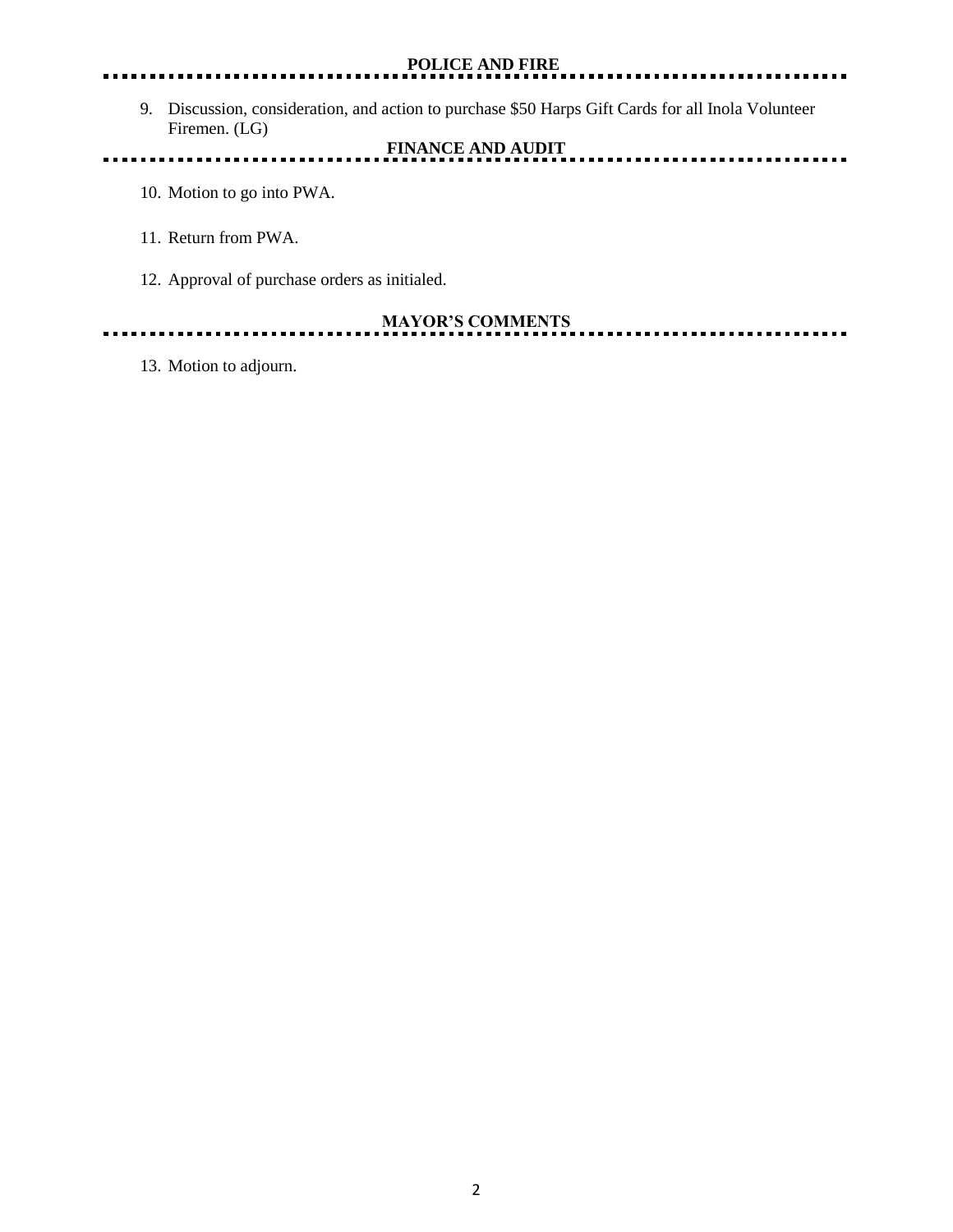## POLICE AND FIRE

9. Discussion, consideration, and action to purchase $50 Harps Gift Cards for all Inola Volunteer Firemen. (LG)

## FINANCE AND AUDIT

10. Motion to go into PWA.

11. Return from PWA.

12. Approval of purchase orders as initialed.

## MAYOR'S COMMENTS

13. Motion to adjourn.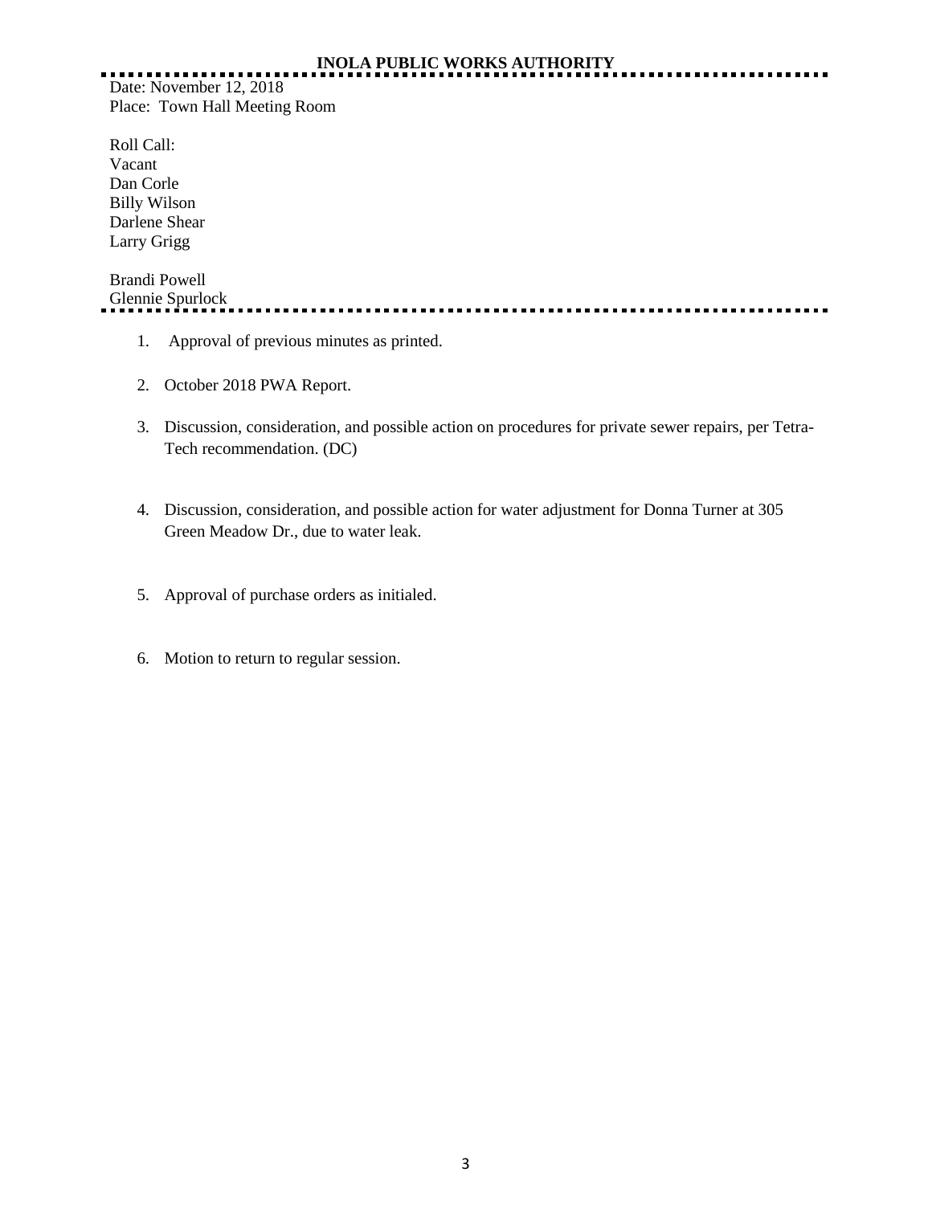**INOLA PUBLIC WORKS AUTHORITY**

Date: November 12, 2018
Place: Town Hall Meeting Room

Roll Call:
Vacant
Dan Corle
Billy Wilson
Darlene Shear
Larry Grigg

Brandi Powell
Glennie Spurlock

1. Approval of previous minutes as printed.

2. October 2018 PWA Report.

3. Discussion, consideration, and possible action on procedures for private sewer repairs, per Tetra-Tech recommendation. (DC)

4. Discussion, consideration, and possible action for water adjustment for Donna Turner at 305 Green Meadow Dr., due to water leak.

5. Approval of purchase orders as initialed.

6. Motion to return to regular session.